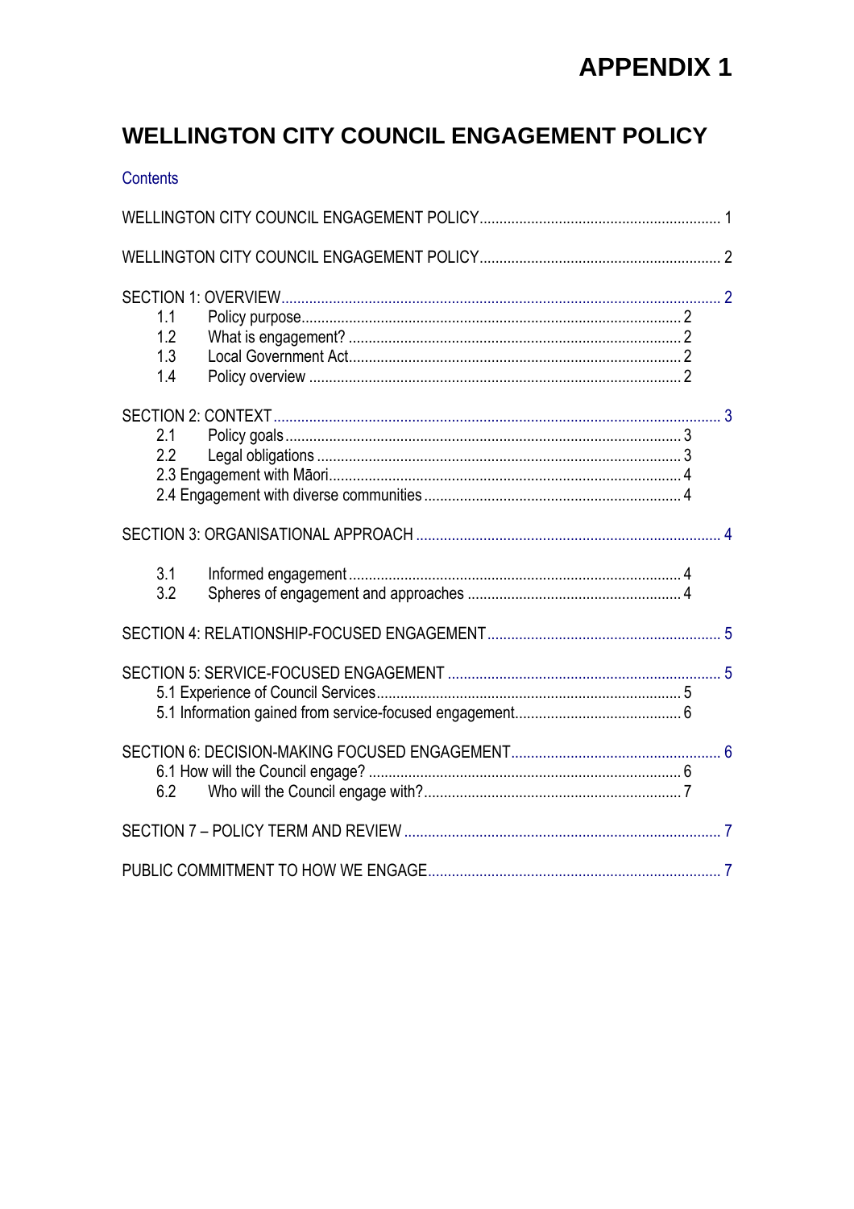# APPENDIX 1

# WELLINGTON CITY COUNCIL ENGAGEMENT POLICY

Contents

WELLINGTON CITY COUNCIL ENGAGEMENT POLICY ............................................................. 1

WELLINGTON CITY COUNCIL ENGAGEMENT POLICY ............................................................. 2

SECTION 1: OVERVIEW ............................................................................................................. 2
- 1.1 Policy purpose ................................................................................................ 2
- 1.2 What is engagement? ..................................................................................... 2
- 1.3 Local Government Act ..................................................................................... 2
- 1.4 Policy overview ............................................................................................... 2

SECTION 2: CONTEXT ................................................................................................................ 3
- 2.1 Policy goals ..................................................................................................... 3
- 2.2 Legal obligations ............................................................................................ 3
- 2.3 Engagement with Māori .................................................................................... 4
- 2.4 Engagement with diverse communities ............................................................... 4

SECTION 3: ORGANISATIONAL APPROACH ............................................................................ 4
- 3.1 Informed engagement ...................................................................................... 4
- 3.2 Spheres of engagement and approaches ........................................................... 4

SECTION 4: RELATIONSHIP-FOCUSED ENGAGEMENT ........................................................... 5

SECTION 5: SERVICE-FOCUSED ENGAGEMENT ..................................................................... 5
- 5.1 Experience of Council Services ........................................................................ 5
- 5.1 Information gained from service-focused engagement .......................................... 6

SECTION 6: DECISION-MAKING FOCUSED ENGAGEMENT ..................................................... 6
- 6.1 How will the Council engage? ............................................................................ 6
- 6.2 Who will the Council engage with? ..................................................................... 7

SECTION 7 – POLICY TERM AND REVIEW ................................................................................ 7

PUBLIC COMMITMENT TO HOW WE ENGAGE .......................................................................... 7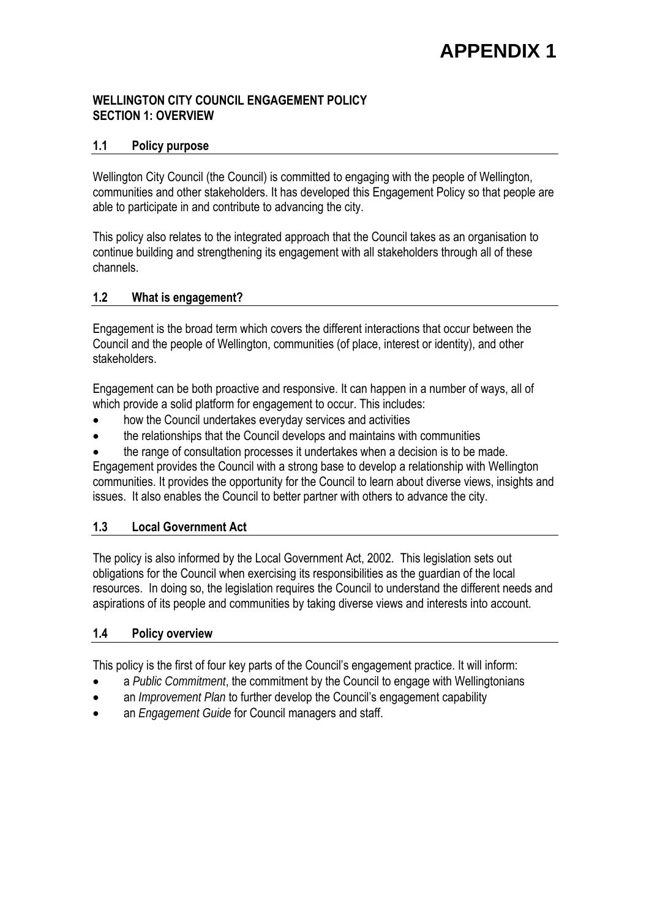# APPENDIX 1

**WELLINGTON CITY COUNCIL ENGAGEMENT POLICY**
**SECTION 1: OVERVIEW**

## 1.1 Policy purpose

Wellington City Council (the Council) is committed to engaging with the people of Wellington, communities and other stakeholders. It has developed this Engagement Policy so that people are able to participate in and contribute to advancing the city.

This policy also relates to the integrated approach that the Council takes as an organisation to continue building and strengthening its engagement with all stakeholders through all of these channels.

## 1.2 What is engagement?

Engagement is the broad term which covers the different interactions that occur between the Council and the people of Wellington, communities (of place, interest or identity), and other stakeholders.

Engagement can be both proactive and responsive. It can happen in a number of ways, all of which provide a solid platform for engagement to occur. This includes:

- how the Council undertakes everyday services and activities
- the relationships that the Council develops and maintains with communities
- the range of consultation processes it undertakes when a decision is to be made.

Engagement provides the Council with a strong base to develop a relationship with Wellington communities. It provides the opportunity for the Council to learn about diverse views, insights and issues. It also enables the Council to better partner with others to advance the city.

## 1.3 Local Government Act

The policy is also informed by the Local Government Act, 2002. This legislation sets out obligations for the Council when exercising its responsibilities as the guardian of the local resources. In doing so, the legislation requires the Council to understand the different needs and aspirations of its people and communities by taking diverse views and interests into account.

## 1.4 Policy overview

This policy is the first of four key parts of the Council's engagement practice. It will inform:

- a *Public Commitment*, the commitment by the Council to engage with Wellingtonians
- an *Improvement Plan* to further develop the Council's engagement capability
- an *Engagement Guide* for Council managers and staff.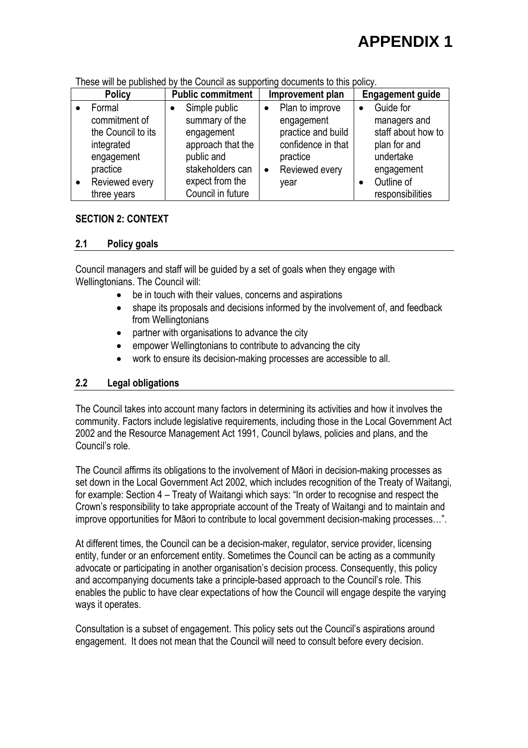# APPENDIX 1

These will be published by the Council as supporting documents to this policy.

| Policy | Public commitment | Improvement plan | Engagement guide |
|---|---|---|---|
| • Formal commitment of the Council to its integrated engagement practice<br>• Reviewed every three years | • Simple public summary of the engagement approach that the public and stakeholders can expect from the Council in future | • Plan to improve engagement practice and build confidence in that practice<br>• Reviewed every year | • Guide for managers and staff about how to plan for and undertake engagement<br>• Outline of responsibilities |

**SECTION 2: CONTEXT**

### 2.1 Policy goals

Council managers and staff will be guided by a set of goals when they engage with Wellingtonians. The Council will:

- be in touch with their values, concerns and aspirations
- shape its proposals and decisions informed by the involvement of, and feedback from Wellingtonians
- partner with organisations to advance the city
- empower Wellingtonians to contribute to advancing the city
- work to ensure its decision-making processes are accessible to all.

### 2.2 Legal obligations

The Council takes into account many factors in determining its activities and how it involves the community. Factors include legislative requirements, including those in the Local Government Act 2002 and the Resource Management Act 1991, Council bylaws, policies and plans, and the Council's role.

The Council affirms its obligations to the involvement of Māori in decision-making processes as set down in the Local Government Act 2002, which includes recognition of the Treaty of Waitangi, for example: Section 4 – Treaty of Waitangi which says: "In order to recognise and respect the Crown's responsibility to take appropriate account of the Treaty of Waitangi and to maintain and improve opportunities for Māori to contribute to local government decision-making processes…".

At different times, the Council can be a decision-maker, regulator, service provider, licensing entity, funder or an enforcement entity. Sometimes the Council can be acting as a community advocate or participating in another organisation's decision process. Consequently, this policy and accompanying documents take a principle-based approach to the Council's role. This enables the public to have clear expectations of how the Council will engage despite the varying ways it operates.

Consultation is a subset of engagement. This policy sets out the Council's aspirations around engagement. It does not mean that the Council will need to consult before every decision.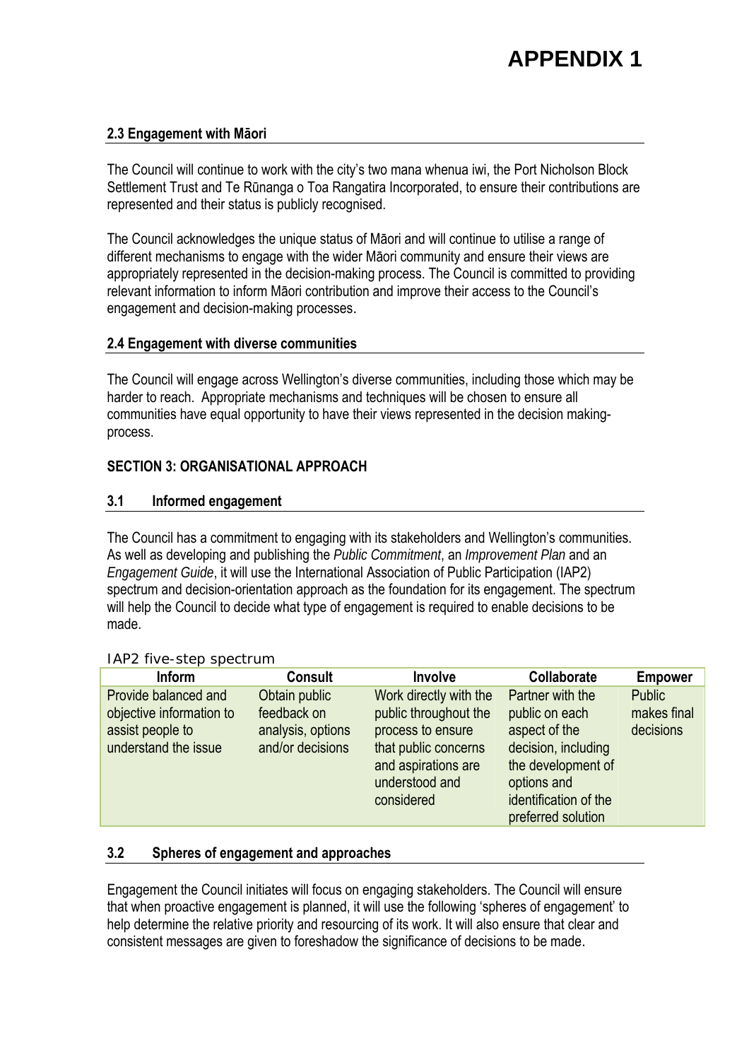# APPENDIX 1

### 2.3 Engagement with Māori

The Council will continue to work with the city's two mana whenua iwi, the Port Nicholson Block Settlement Trust and Te Rūnanga o Toa Rangatira Incorporated, to ensure their contributions are represented and their status is publicly recognised.

The Council acknowledges the unique status of Māori and will continue to utilise a range of different mechanisms to engage with the wider Māori community and ensure their views are appropriately represented in the decision-making process. The Council is committed to providing relevant information to inform Māori contribution and improve their access to the Council's engagement and decision-making processes.

### 2.4 Engagement with diverse communities

The Council will engage across Wellington's diverse communities, including those which may be harder to reach. Appropriate mechanisms and techniques will be chosen to ensure all communities have equal opportunity to have their views represented in the decision making-process.

## SECTION 3: ORGANISATIONAL APPROACH

### 3.1 Informed engagement

The Council has a commitment to engaging with its stakeholders and Wellington's communities. As well as developing and publishing the *Public Commitment*, an *Improvement Plan* and an *Engagement Guide*, it will use the International Association of Public Participation (IAP2) spectrum and decision-orientation approach as the foundation for its engagement. The spectrum will help the Council to decide what type of engagement is required to enable decisions to be made.

IAP2 five-step spectrum

| Inform | Consult | Involve | Collaborate | Empower |
|---|---|---|---|---|
| Provide balanced and objective information to assist people to understand the issue | Obtain public feedback on analysis, options and/or decisions | Work directly with the public throughout the process to ensure that public concerns and aspirations are understood and considered | Partner with the public on each aspect of the decision, including the development of options and identification of the preferred solution | Public makes final decisions |

### 3.2 Spheres of engagement and approaches

Engagement the Council initiates will focus on engaging stakeholders. The Council will ensure that when proactive engagement is planned, it will use the following 'spheres of engagement' to help determine the relative priority and resourcing of its work. It will also ensure that clear and consistent messages are given to foreshadow the significance of decisions to be made.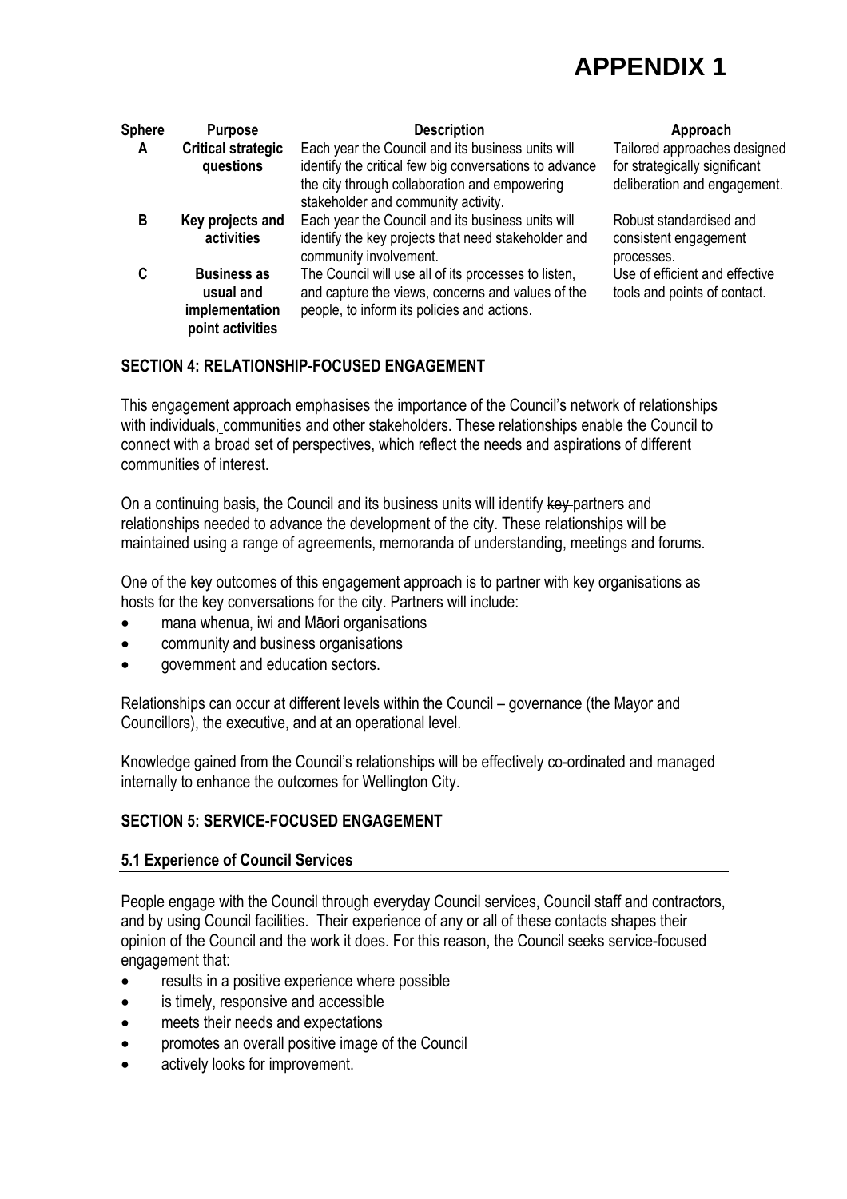# APPENDIX 1

| Sphere | Purpose | Description | Approach |
|---|---|---|---|
| A | **Critical strategic questions** | Each year the Council and its business units will identify the critical few big conversations to advance the city through collaboration and empowering stakeholder and community activity. | Tailored approaches designed for strategically significant deliberation and engagement. |
| B | **Key projects and activities** | Each year the Council and its business units will identify the key projects that need stakeholder and community involvement. | Robust standardised and consistent engagement processes. |
| C | **Business as usual and implementation point activities** | The Council will use all of its processes to listen, and capture the views, concerns and values of the people, to inform its policies and actions. | Use of efficient and effective tools and points of contact. |

## SECTION 4: RELATIONSHIP-FOCUSED ENGAGEMENT

This engagement approach emphasises the importance of the Council's network of relationships with individuals, communities and other stakeholders. These relationships enable the Council to connect with a broad set of perspectives, which reflect the needs and aspirations of different communities of interest.

On a continuing basis, the Council and its business units will identify ~~key~~ partners and relationships needed to advance the development of the city. These relationships will be maintained using a range of agreements, memoranda of understanding, meetings and forums.

One of the key outcomes of this engagement approach is to partner with ~~key~~ organisations as hosts for the key conversations for the city. Partners will include:

- mana whenua, iwi and Māori organisations
- community and business organisations
- government and education sectors.

Relationships can occur at different levels within the Council – governance (the Mayor and Councillors), the executive, and at an operational level.

Knowledge gained from the Council's relationships will be effectively co-ordinated and managed internally to enhance the outcomes for Wellington City.

## SECTION 5: SERVICE-FOCUSED ENGAGEMENT

### 5.1 Experience of Council Services

People engage with the Council through everyday Council services, Council staff and contractors, and by using Council facilities. Their experience of any or all of these contacts shapes their opinion of the Council and the work it does. For this reason, the Council seeks service-focused engagement that:

- results in a positive experience where possible
- is timely, responsive and accessible
- meets their needs and expectations
- promotes an overall positive image of the Council
- actively looks for improvement.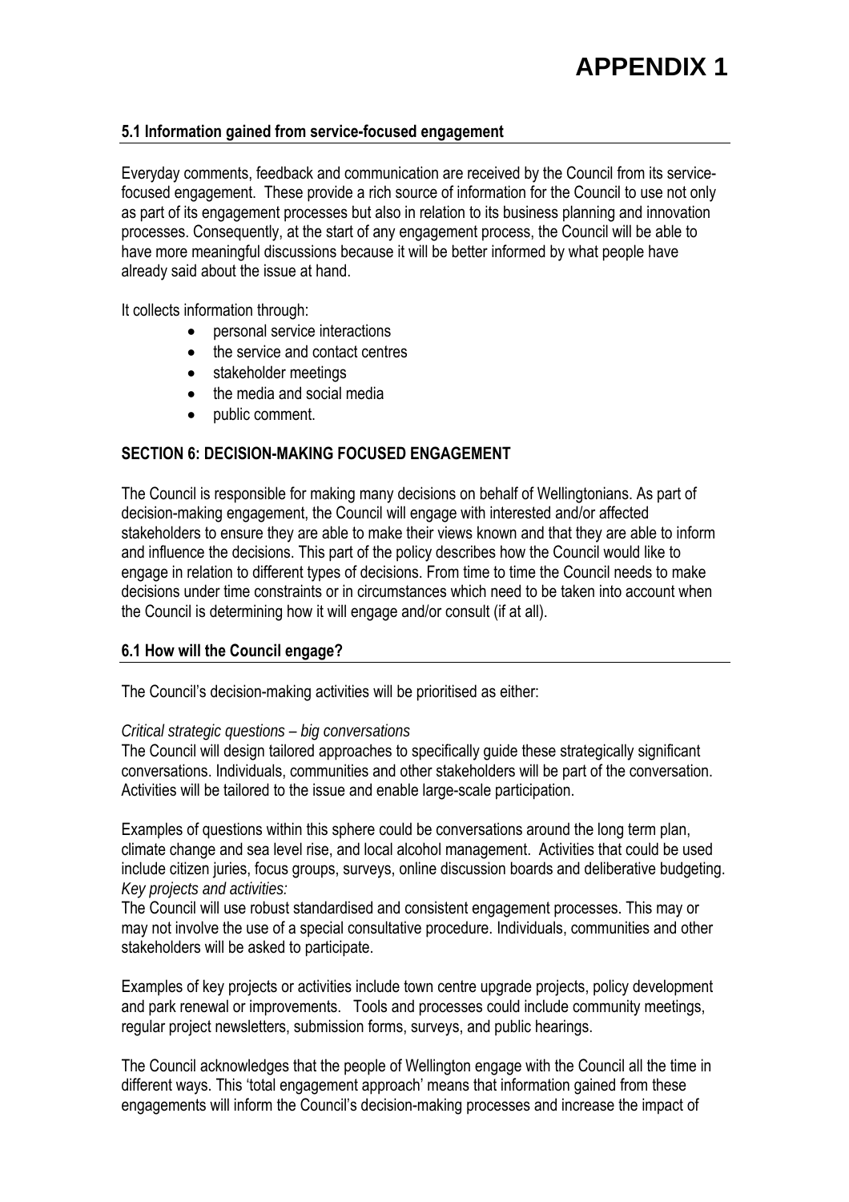# APPENDIX 1

### 5.1 Information gained from service-focused engagement

Everyday comments, feedback and communication are received by the Council from its service-focused engagement. These provide a rich source of information for the Council to use not only as part of its engagement processes but also in relation to its business planning and innovation processes. Consequently, at the start of any engagement process, the Council will be able to have more meaningful discussions because it will be better informed by what people have already said about the issue at hand.

It collects information through:

- personal service interactions
- the service and contact centres
- stakeholder meetings
- the media and social media
- public comment.

## SECTION 6: DECISION-MAKING FOCUSED ENGAGEMENT

The Council is responsible for making many decisions on behalf of Wellingtonians. As part of decision-making engagement, the Council will engage with interested and/or affected stakeholders to ensure they are able to make their views known and that they are able to inform and influence the decisions. This part of the policy describes how the Council would like to engage in relation to different types of decisions. From time to time the Council needs to make decisions under time constraints or in circumstances which need to be taken into account when the Council is determining how it will engage and/or consult (if at all).

### 6.1 How will the Council engage?

The Council's decision-making activities will be prioritised as either:

*Critical strategic questions – big conversations*
The Council will design tailored approaches to specifically guide these strategically significant conversations. Individuals, communities and other stakeholders will be part of the conversation. Activities will be tailored to the issue and enable large-scale participation.

Examples of questions within this sphere could be conversations around the long term plan, climate change and sea level rise, and local alcohol management. Activities that could be used include citizen juries, focus groups, surveys, online discussion boards and deliberative budgeting.
*Key projects and activities:*
The Council will use robust standardised and consistent engagement processes. This may or may not involve the use of a special consultative procedure. Individuals, communities and other stakeholders will be asked to participate.

Examples of key projects or activities include town centre upgrade projects, policy development and park renewal or improvements. Tools and processes could include community meetings, regular project newsletters, submission forms, surveys, and public hearings.

The Council acknowledges that the people of Wellington engage with the Council all the time in different ways. This 'total engagement approach' means that information gained from these engagements will inform the Council's decision-making processes and increase the impact of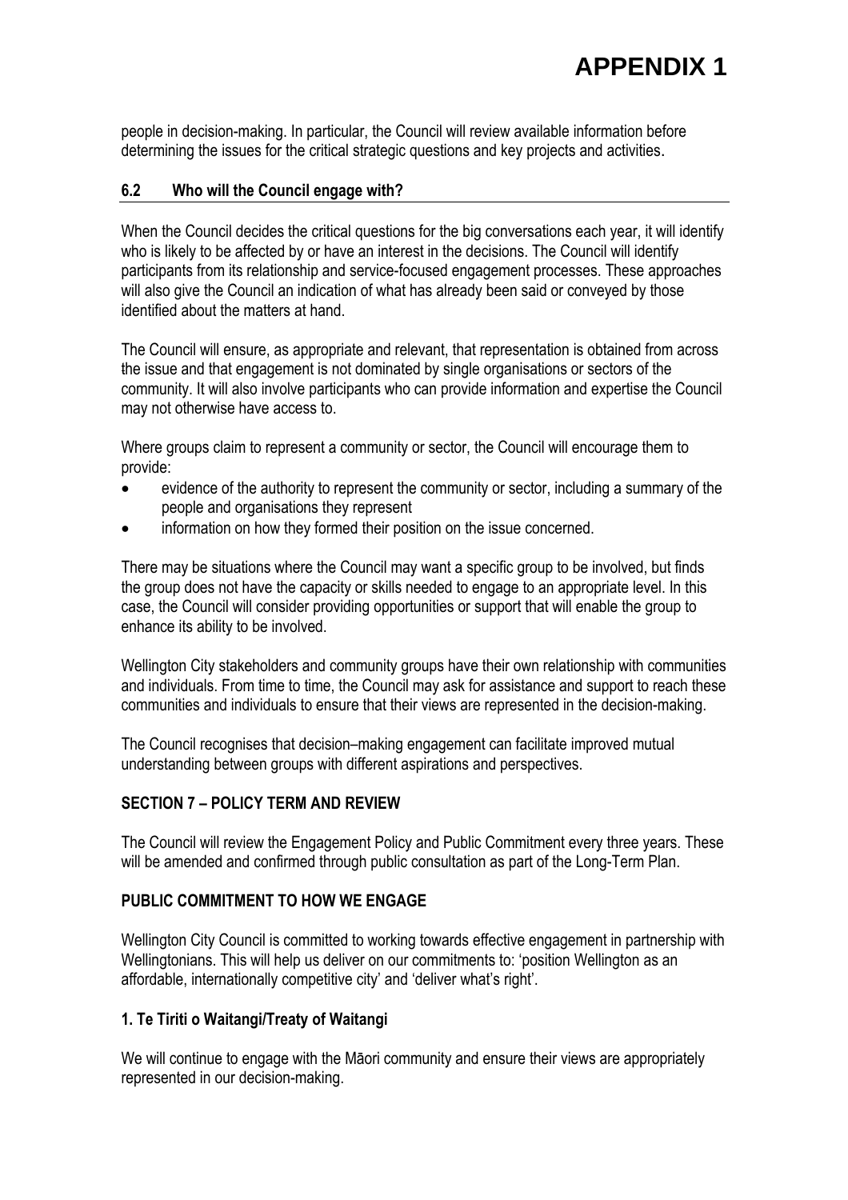people in decision-making. In particular, the Council will review available information before determining the issues for the critical strategic questions and key projects and activities.

### 6.2 Who will the Council engage with?

When the Council decides the critical questions for the big conversations each year, it will identify who is likely to be affected by or have an interest in the decisions. The Council will identify participants from its relationship and service-focused engagement processes. These approaches will also give the Council an indication of what has already been said or conveyed by those identified about the matters at hand.

The Council will ensure, as appropriate and relevant, that representation is obtained from across the issue and that engagement is not dominated by single organisations or sectors of the community. It will also involve participants who can provide information and expertise the Council may not otherwise have access to.

Where groups claim to represent a community or sector, the Council will encourage them to provide:

- evidence of the authority to represent the community or sector, including a summary of the people and organisations they represent
- information on how they formed their position on the issue concerned.

There may be situations where the Council may want a specific group to be involved, but finds the group does not have the capacity or skills needed to engage to an appropriate level. In this case, the Council will consider providing opportunities or support that will enable the group to enhance its ability to be involved.

Wellington City stakeholders and community groups have their own relationship with communities and individuals. From time to time, the Council may ask for assistance and support to reach these communities and individuals to ensure that their views are represented in the decision-making.

The Council recognises that decision–making engagement can facilitate improved mutual understanding between groups with different aspirations and perspectives.

## SECTION 7 – POLICY TERM AND REVIEW

The Council will review the Engagement Policy and Public Commitment every three years. These will be amended and confirmed through public consultation as part of the Long-Term Plan.

## PUBLIC COMMITMENT TO HOW WE ENGAGE

Wellington City Council is committed to working towards effective engagement in partnership with Wellingtonians. This will help us deliver on our commitments to: 'position Wellington as an affordable, internationally competitive city' and 'deliver what's right'.

### 1. Te Tiriti o Waitangi/Treaty of Waitangi

We will continue to engage with the Māori community and ensure their views are appropriately represented in our decision-making.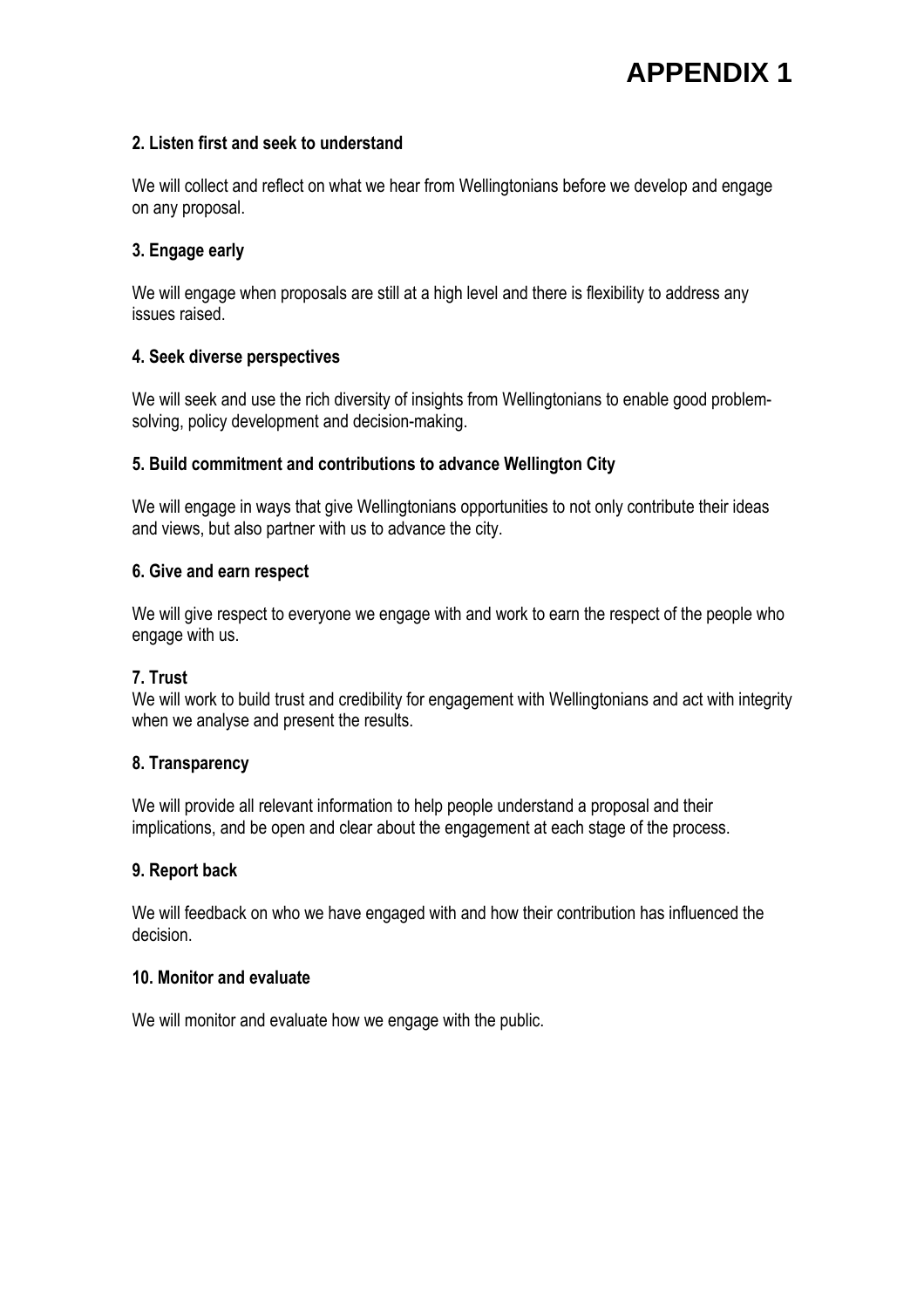# APPENDIX 1

**2. Listen first and seek to understand**

We will collect and reflect on what we hear from Wellingtonians before we develop and engage on any proposal.

**3. Engage early**

We will engage when proposals are still at a high level and there is flexibility to address any issues raised.

**4. Seek diverse perspectives**

We will seek and use the rich diversity of insights from Wellingtonians to enable good problem-solving, policy development and decision-making.

**5. Build commitment and contributions to advance Wellington City**

We will engage in ways that give Wellingtonians opportunities to not only contribute their ideas and views, but also partner with us to advance the city.

**6. Give and earn respect**

We will give respect to everyone we engage with and work to earn the respect of the people who engage with us.

**7. Trust**

We will work to build trust and credibility for engagement with Wellingtonians and act with integrity when we analyse and present the results.

**8. Transparency**

We will provide all relevant information to help people understand a proposal and their implications, and be open and clear about the engagement at each stage of the process.

**9. Report back**

We will feedback on who we have engaged with and how their contribution has influenced the decision.

**10. Monitor and evaluate**

We will monitor and evaluate how we engage with the public.